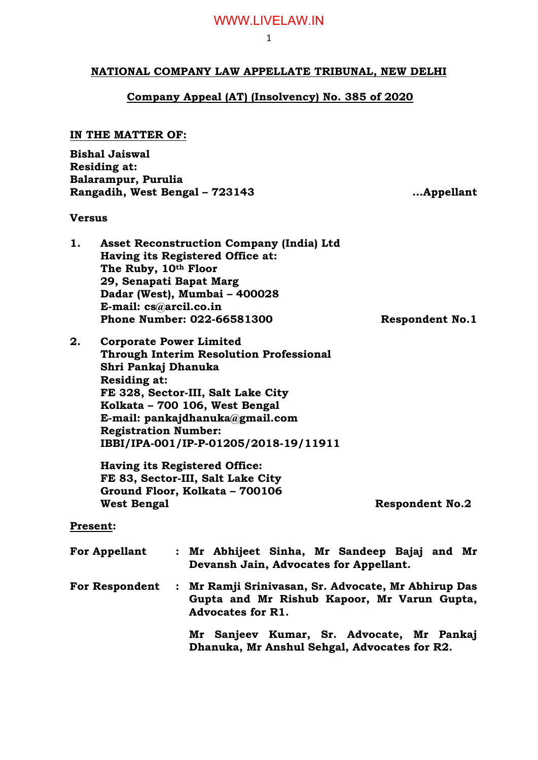**NATIONAL COMPANY LAW APPELLATE TRIBUNAL, NEW DELHI**

**Company Appeal (AT) (Insolvency) No. 385 of 2020**

**IN THE MATTER OF:**

**Bishal Jaiswal**
**Residing at:**
**Balarampur, Purulia**
**Rangadih, West Bengal – 723143** **...Appellant**

**Versus**

1. **Asset Reconstruction Company (India) Ltd**
   **Having its Registered Office at:**
   **The Ruby, 10th Floor**
   **29, Senapati Bapat Marg**
   **Dadar (West), Mumbai – 400028**
   **E-mail: cs@arcil.co.in**
   **Phone Number: 022-66581300** **Respondent No.1**

2. **Corporate Power Limited**
   **Through Interim Resolution Professional**
   **Shri Pankaj Dhanuka**
   **Residing at:**
   **FE 328, Sector-III, Salt Lake City**
   **Kolkata – 700 106, West Bengal**
   **E-mail: pankajdhanuka@gmail.com**
   **Registration Number:**
   **IBBI/IPA-001/IP-P-01205/2018-19/11911**

   **Having its Registered Office:**
   **FE 83, Sector-III, Salt Lake City**
   **Ground Floor, Kolkata – 700106**
   **West Bengal** **Respondent No.2**

**Present:**

**For Appellant** : **Mr Abhijeet Sinha, Mr Sandeep Bajaj and Mr Devansh Jain, Advocates for Appellant.**

**For Respondent** : **Mr Ramji Srinivasan, Sr. Advocate, Mr Abhirup Das Gupta and Mr Rishub Kapoor, Mr Varun Gupta, Advocates for R1.**

**Mr Sanjeev Kumar, Sr. Advocate, Mr Pankaj Dhanuka, Mr Anshul Sehgal, Advocates for R2.**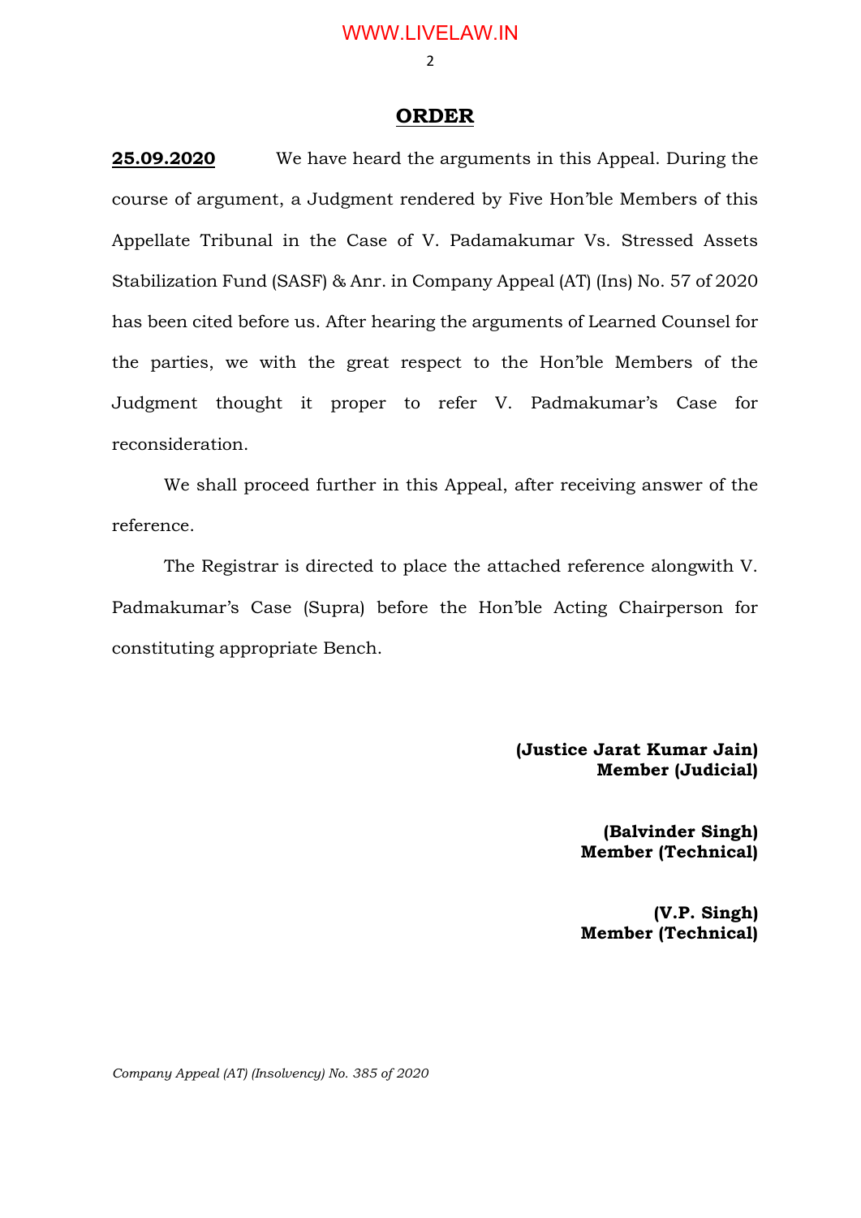## ORDER

**25.09.2020** We have heard the arguments in this Appeal. During the course of argument, a Judgment rendered by Five Hon'ble Members of this Appellate Tribunal in the Case of V. Padamakumar Vs. Stressed Assets Stabilization Fund (SASF) & Anr. in Company Appeal (AT) (Ins) No. 57 of 2020 has been cited before us. After hearing the arguments of Learned Counsel for the parties, we with the great respect to the Hon'ble Members of the Judgment thought it proper to refer V. Padmakumar's Case for reconsideration.

We shall proceed further in this Appeal, after receiving answer of the reference.

The Registrar is directed to place the attached reference alongwith V. Padmakumar's Case (Supra) before the Hon'ble Acting Chairperson for constituting appropriate Bench.

**(Justice Jarat Kumar Jain)**
**Member (Judicial)**

**(Balvinder Singh)**
**Member (Technical)**

**(V.P. Singh)**
**Member (Technical)**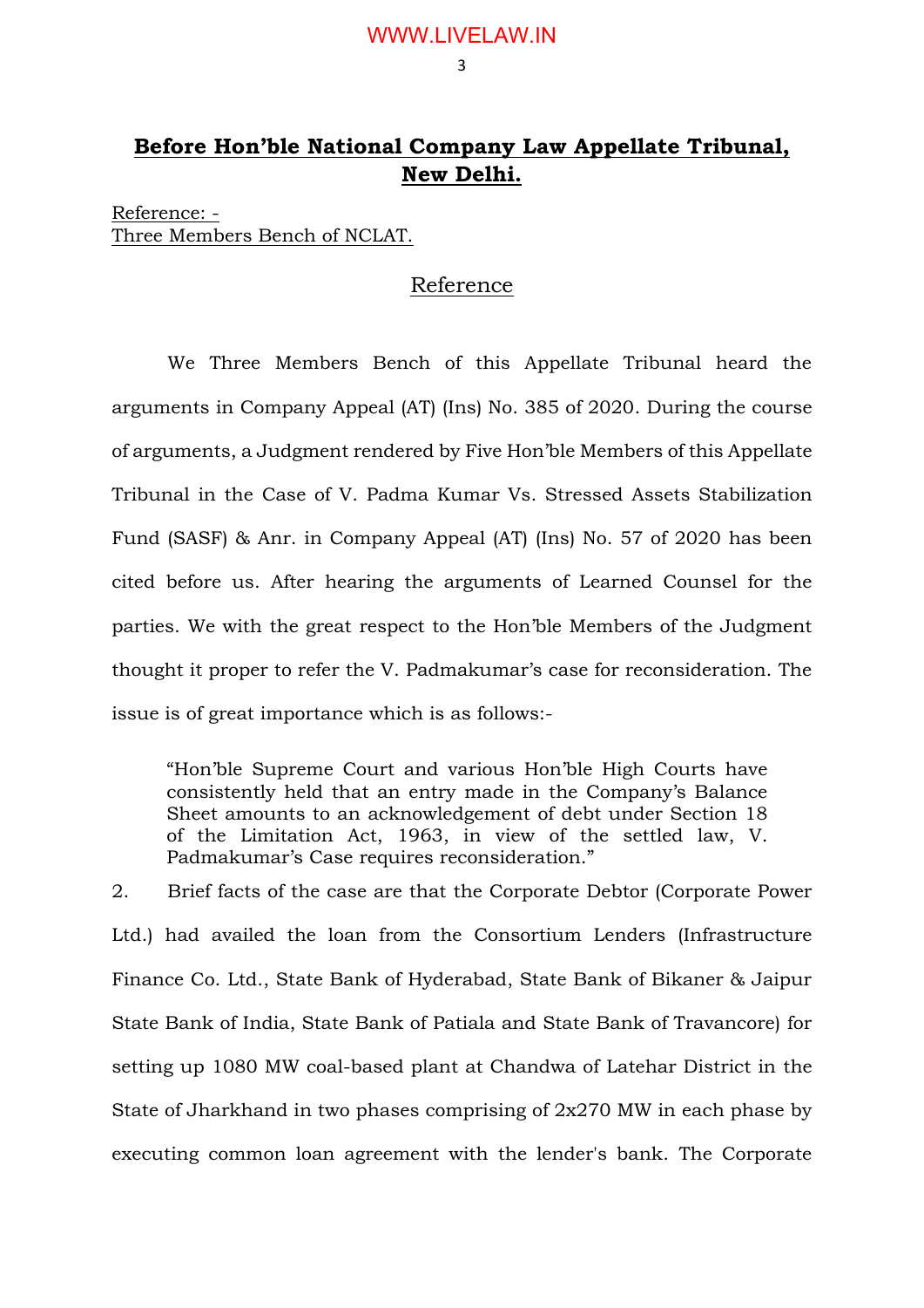## **Before Hon'ble National Company Law Appellate Tribunal, New Delhi.**

Reference: -
Three Members Bench of NCLAT.

### Reference

We Three Members Bench of this Appellate Tribunal heard the arguments in Company Appeal (AT) (Ins) No. 385 of 2020. During the course of arguments, a Judgment rendered by Five Hon'ble Members of this Appellate Tribunal in the Case of V. Padma Kumar Vs. Stressed Assets Stabilization Fund (SASF) & Anr. in Company Appeal (AT) (Ins) No. 57 of 2020 has been cited before us. After hearing the arguments of Learned Counsel for the parties. We with the great respect to the Hon'ble Members of the Judgment thought it proper to refer the V. Padmakumar's case for reconsideration. The issue is of great importance which is as follows:-

> "Hon'ble Supreme Court and various Hon'ble High Courts have consistently held that an entry made in the Company's Balance Sheet amounts to an acknowledgement of debt under Section 18 of the Limitation Act, 1963, in view of the settled law, V. Padmakumar's Case requires reconsideration."

2. Brief facts of the case are that the Corporate Debtor (Corporate Power Ltd.) had availed the loan from the Consortium Lenders (Infrastructure Finance Co. Ltd., State Bank of Hyderabad, State Bank of Bikaner & Jaipur State Bank of India, State Bank of Patiala and State Bank of Travancore) for setting up 1080 MW coal-based plant at Chandwa of Latehar District in the State of Jharkhand in two phases comprising of 2x270 MW in each phase by executing common loan agreement with the lender's bank. The Corporate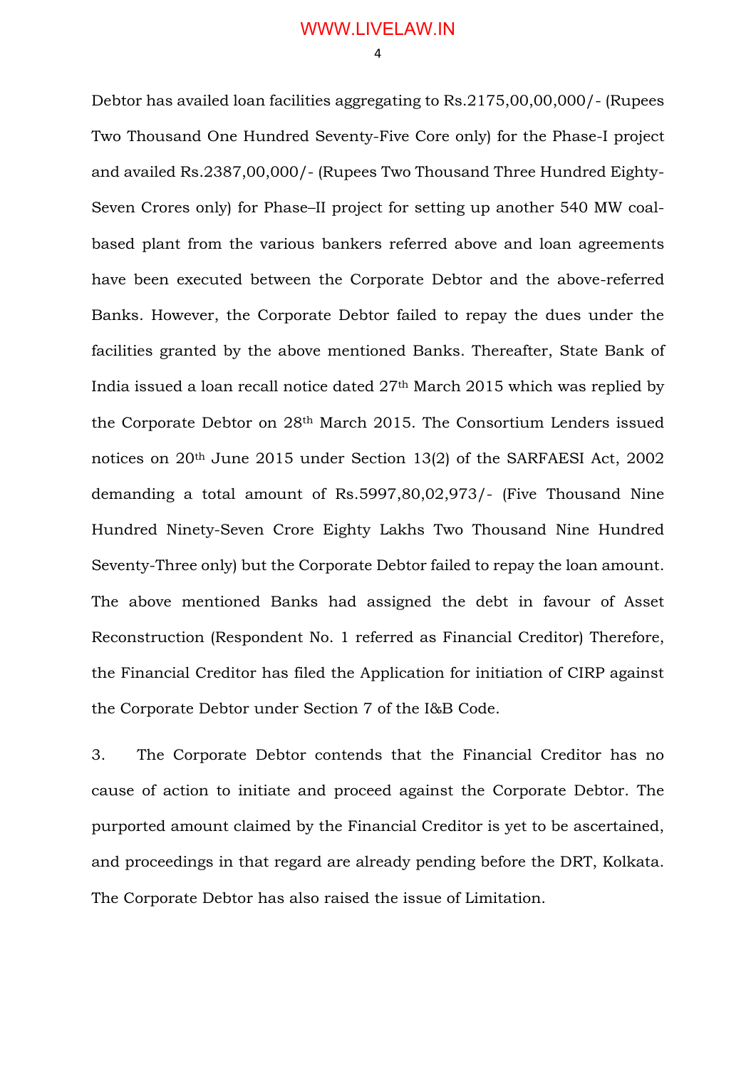Debtor has availed loan facilities aggregating to Rs.2175,00,00,000/- (Rupees Two Thousand One Hundred Seventy-Five Core only) for the Phase-I project and availed Rs.2387,00,000/- (Rupees Two Thousand Three Hundred Eighty-Seven Crores only) for Phase–II project for setting up another 540 MW coal-based plant from the various bankers referred above and loan agreements have been executed between the Corporate Debtor and the above-referred Banks. However, the Corporate Debtor failed to repay the dues under the facilities granted by the above mentioned Banks. Thereafter, State Bank of India issued a loan recall notice dated 27th March 2015 which was replied by the Corporate Debtor on 28th March 2015. The Consortium Lenders issued notices on 20th June 2015 under Section 13(2) of the SARFAESI Act, 2002 demanding a total amount of Rs.5997,80,02,973/- (Five Thousand Nine Hundred Ninety-Seven Crore Eighty Lakhs Two Thousand Nine Hundred Seventy-Three only) but the Corporate Debtor failed to repay the loan amount. The above mentioned Banks had assigned the debt in favour of Asset Reconstruction (Respondent No. 1 referred as Financial Creditor) Therefore, the Financial Creditor has filed the Application for initiation of CIRP against the Corporate Debtor under Section 7 of the I&B Code.

3. The Corporate Debtor contends that the Financial Creditor has no cause of action to initiate and proceed against the Corporate Debtor. The purported amount claimed by the Financial Creditor is yet to be ascertained, and proceedings in that regard are already pending before the DRT, Kolkata. The Corporate Debtor has also raised the issue of Limitation.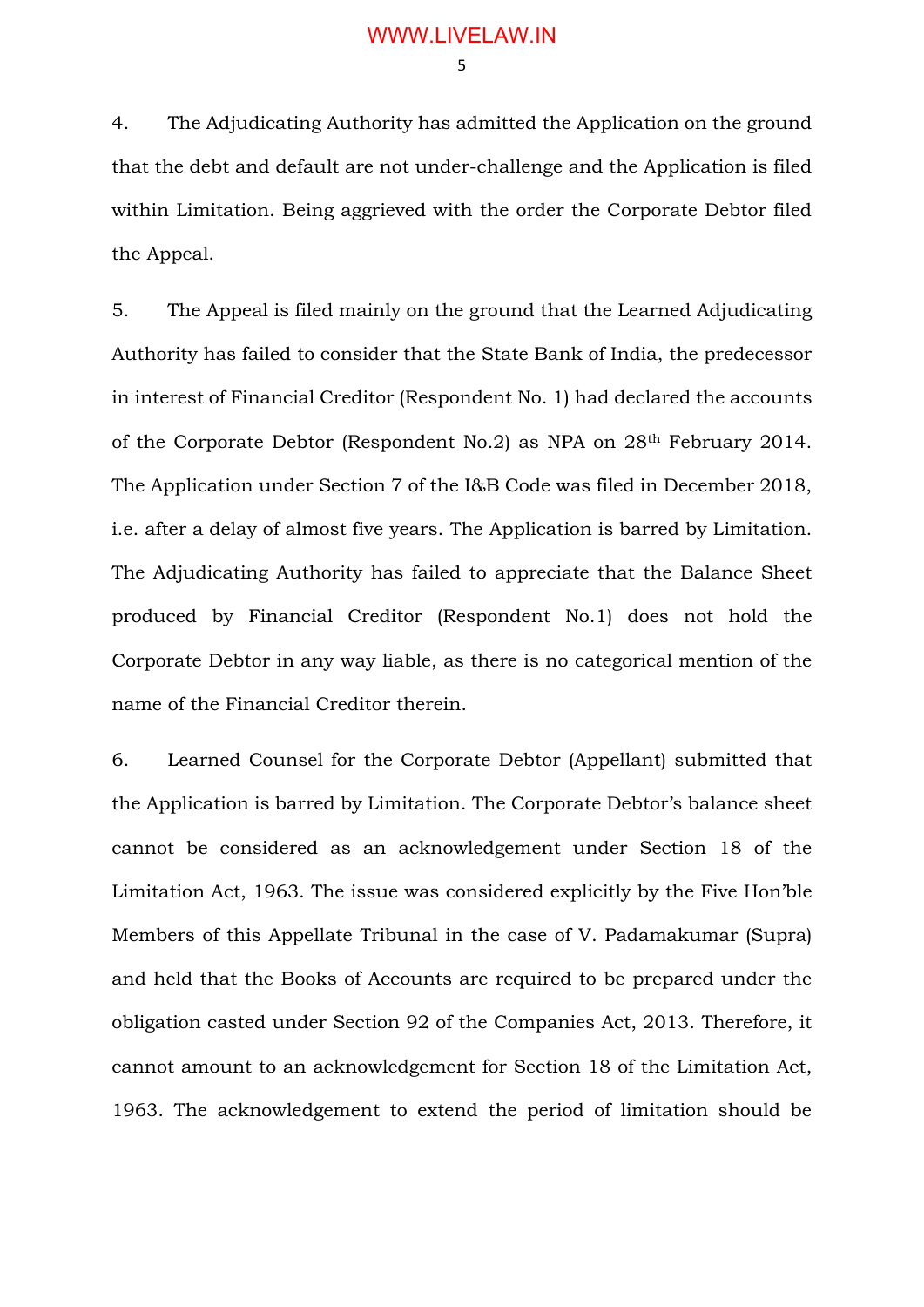4. The Adjudicating Authority has admitted the Application on the ground that the debt and default are not under-challenge and the Application is filed within Limitation. Being aggrieved with the order the Corporate Debtor filed the Appeal.

5. The Appeal is filed mainly on the ground that the Learned Adjudicating Authority has failed to consider that the State Bank of India, the predecessor in interest of Financial Creditor (Respondent No. 1) had declared the accounts of the Corporate Debtor (Respondent No.2) as NPA on 28th February 2014. The Application under Section 7 of the I&B Code was filed in December 2018, i.e. after a delay of almost five years. The Application is barred by Limitation. The Adjudicating Authority has failed to appreciate that the Balance Sheet produced by Financial Creditor (Respondent No.1) does not hold the Corporate Debtor in any way liable, as there is no categorical mention of the name of the Financial Creditor therein.

6. Learned Counsel for the Corporate Debtor (Appellant) submitted that the Application is barred by Limitation. The Corporate Debtor's balance sheet cannot be considered as an acknowledgement under Section 18 of the Limitation Act, 1963. The issue was considered explicitly by the Five Hon'ble Members of this Appellate Tribunal in the case of V. Padamakumar (Supra) and held that the Books of Accounts are required to be prepared under the obligation casted under Section 92 of the Companies Act, 2013. Therefore, it cannot amount to an acknowledgement for Section 18 of the Limitation Act, 1963. The acknowledgement to extend the period of limitation should be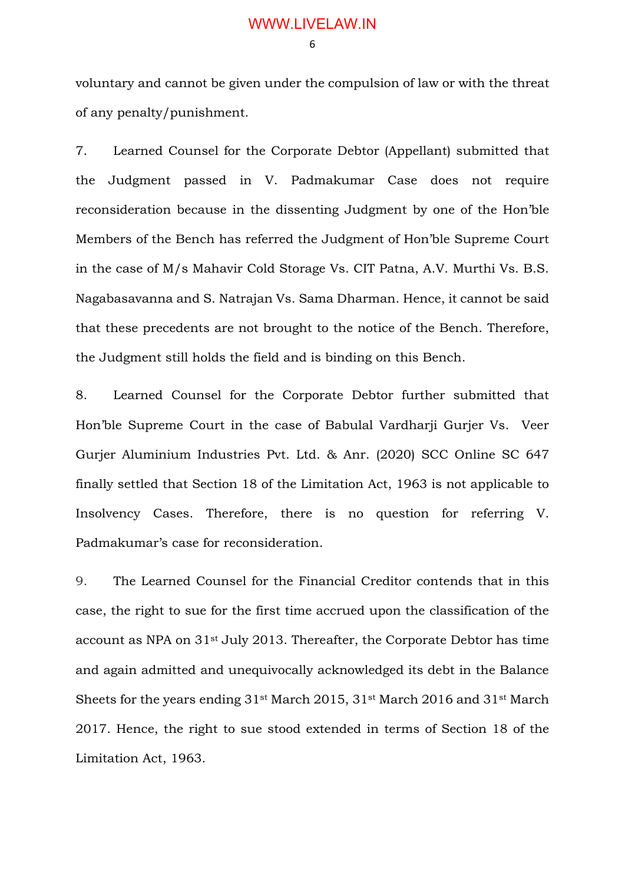voluntary and cannot be given under the compulsion of law or with the threat of any penalty/punishment.

7. Learned Counsel for the Corporate Debtor (Appellant) submitted that the Judgment passed in V. Padmakumar Case does not require reconsideration because in the dissenting Judgment by one of the Hon'ble Members of the Bench has referred the Judgment of Hon'ble Supreme Court in the case of M/s Mahavir Cold Storage Vs. CIT Patna, A.V. Murthi Vs. B.S. Nagabasavanna and S. Natrajan Vs. Sama Dharman. Hence, it cannot be said that these precedents are not brought to the notice of the Bench. Therefore, the Judgment still holds the field and is binding on this Bench.

8. Learned Counsel for the Corporate Debtor further submitted that Hon'ble Supreme Court in the case of Babulal Vardharji Gurjer Vs. Veer Gurjer Aluminium Industries Pvt. Ltd. & Anr. (2020) SCC Online SC 647 finally settled that Section 18 of the Limitation Act, 1963 is not applicable to Insolvency Cases. Therefore, there is no question for referring V. Padmakumar's case for reconsideration.

9. The Learned Counsel for the Financial Creditor contends that in this case, the right to sue for the first time accrued upon the classification of the account as NPA on 31st July 2013. Thereafter, the Corporate Debtor has time and again admitted and unequivocally acknowledged its debt in the Balance Sheets for the years ending 31st March 2015, 31st March 2016 and 31st March 2017. Hence, the right to sue stood extended in terms of Section 18 of the Limitation Act, 1963.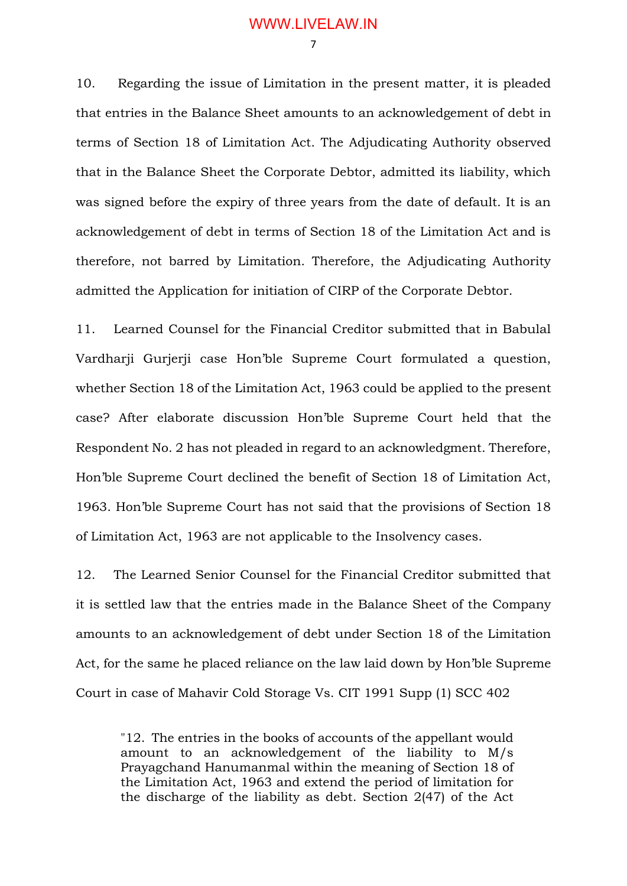10. Regarding the issue of Limitation in the present matter, it is pleaded that entries in the Balance Sheet amounts to an acknowledgement of debt in terms of Section 18 of Limitation Act. The Adjudicating Authority observed that in the Balance Sheet the Corporate Debtor, admitted its liability, which was signed before the expiry of three years from the date of default. It is an acknowledgement of debt in terms of Section 18 of the Limitation Act and is therefore, not barred by Limitation. Therefore, the Adjudicating Authority admitted the Application for initiation of CIRP of the Corporate Debtor.

11. Learned Counsel for the Financial Creditor submitted that in Babulal Vardharji Gurjerji case Hon'ble Supreme Court formulated a question, whether Section 18 of the Limitation Act, 1963 could be applied to the present case? After elaborate discussion Hon'ble Supreme Court held that the Respondent No. 2 has not pleaded in regard to an acknowledgment. Therefore, Hon'ble Supreme Court declined the benefit of Section 18 of Limitation Act, 1963. Hon'ble Supreme Court has not said that the provisions of Section 18 of Limitation Act, 1963 are not applicable to the Insolvency cases.

12. The Learned Senior Counsel for the Financial Creditor submitted that it is settled law that the entries made in the Balance Sheet of the Company amounts to an acknowledgement of debt under Section 18 of the Limitation Act, for the same he placed reliance on the law laid down by Hon'ble Supreme Court in case of Mahavir Cold Storage Vs. CIT 1991 Supp (1) SCC 402

> "12. The entries in the books of accounts of the appellant would amount to an acknowledgement of the liability to M/s Prayagchand Hanumanmal within the meaning of Section 18 of the Limitation Act, 1963 and extend the period of limitation for the discharge of the liability as debt. Section 2(47) of the Act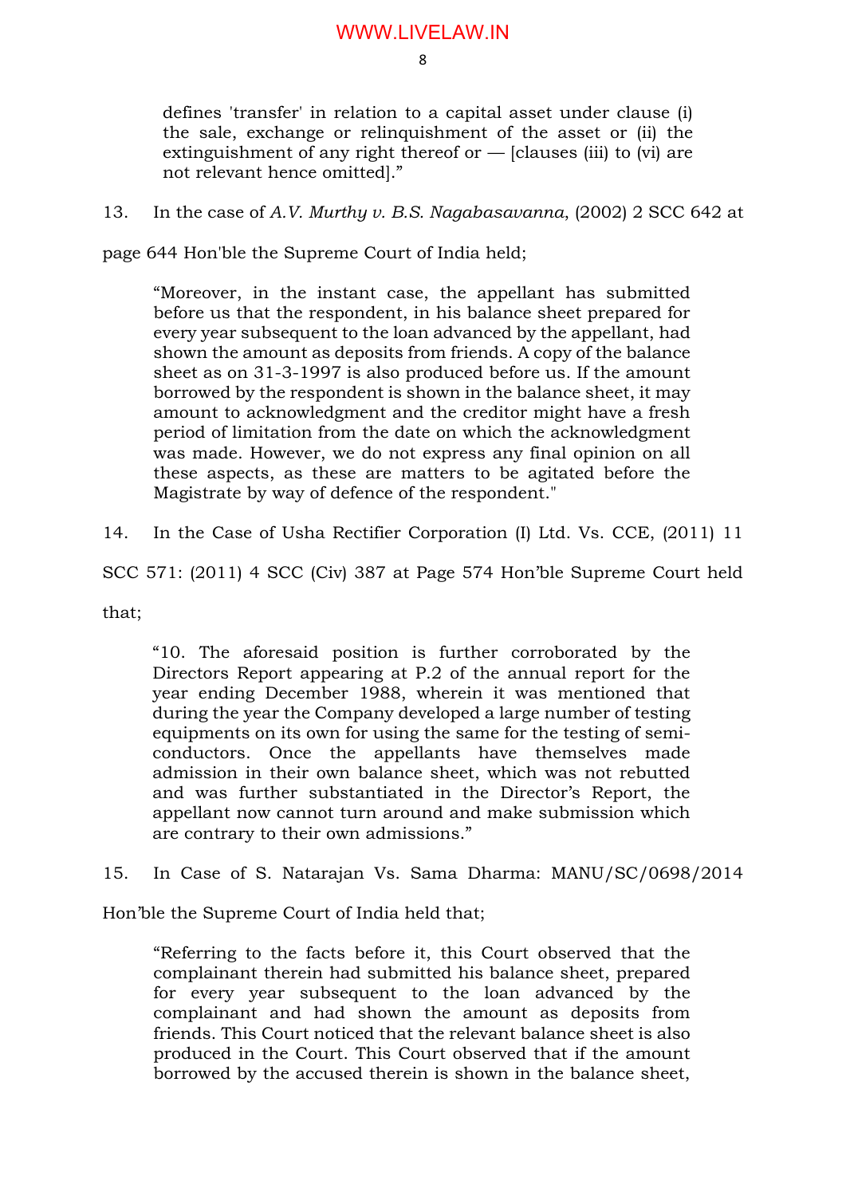> defines 'transfer' in relation to a capital asset under clause (i) the sale, exchange or relinquishment of the asset or (ii) the extinguishment of any right thereof or — [clauses (iii) to (vi) are not relevant hence omitted]."

13. In the case of *A.V. Murthy v. B.S. Nagabasavanna*, (2002) 2 SCC 642 at page 644 Hon'ble the Supreme Court of India held;

> "Moreover, in the instant case, the appellant has submitted before us that the respondent, in his balance sheet prepared for every year subsequent to the loan advanced by the appellant, had shown the amount as deposits from friends. A copy of the balance sheet as on 31-3-1997 is also produced before us. If the amount borrowed by the respondent is shown in the balance sheet, it may amount to acknowledgment and the creditor might have a fresh period of limitation from the date on which the acknowledgment was made. However, we do not express any final opinion on all these aspects, as these are matters to be agitated before the Magistrate by way of defence of the respondent."

14. In the Case of Usha Rectifier Corporation (I) Ltd. Vs. CCE, (2011) 11 SCC 571: (2011) 4 SCC (Civ) 387 at Page 574 Hon'ble Supreme Court held that;

> "10. The aforesaid position is further corroborated by the Directors Report appearing at P.2 of the annual report for the year ending December 1988, wherein it was mentioned that during the year the Company developed a large number of testing equipments on its own for using the same for the testing of semi-conductors. Once the appellants have themselves made admission in their own balance sheet, which was not rebutted and was further substantiated in the Director's Report, the appellant now cannot turn around and make submission which are contrary to their own admissions."

15. In Case of S. Natarajan Vs. Sama Dharma: MANU/SC/0698/2014 Hon'ble the Supreme Court of India held that;

> "Referring to the facts before it, this Court observed that the complainant therein had submitted his balance sheet, prepared for every year subsequent to the loan advanced by the complainant and had shown the amount as deposits from friends. This Court noticed that the relevant balance sheet is also produced in the Court. This Court observed that if the amount borrowed by the accused therein is shown in the balance sheet,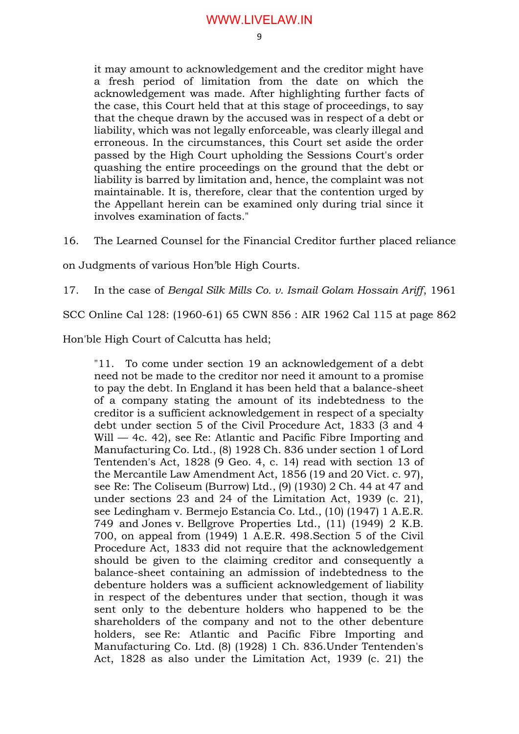> it may amount to acknowledgement and the creditor might have a fresh period of limitation from the date on which the acknowledgement was made. After highlighting further facts of the case, this Court held that at this stage of proceedings, to say that the cheque drawn by the accused was in respect of a debt or liability, which was not legally enforceable, was clearly illegal and erroneous. In the circumstances, this Court set aside the order passed by the High Court upholding the Sessions Court's order quashing the entire proceedings on the ground that the debt or liability is barred by limitation and, hence, the complaint was not maintainable. It is, therefore, clear that the contention urged by the Appellant herein can be examined only during trial since it involves examination of facts."

16. The Learned Counsel for the Financial Creditor further placed reliance on Judgments of various Hon'ble High Courts.

17. In the case of *Bengal Silk Mills Co. v. Ismail Golam Hossain Ariff*, 1961 SCC Online Cal 128: (1960-61) 65 CWN 856 : AIR 1962 Cal 115 at page 862 Hon'ble High Court of Calcutta has held;

> "11. To come under section 19 an acknowledgement of a debt need not be made to the creditor nor need it amount to a promise to pay the debt. In England it has been held that a balance-sheet of a company stating the amount of its indebtedness to the creditor is a sufficient acknowledgement in respect of a specialty debt under section 5 of the Civil Procedure Act, 1833 (3 and 4 Will — 4c. 42), see Re: Atlantic and Pacific Fibre Importing and Manufacturing Co. Ltd., (8) 1928 Ch. 836 under section 1 of Lord Tentenden's Act, 1828 (9 Geo. 4, c. 14) read with section 13 of the Mercantile Law Amendment Act, 1856 (19 and 20 Vict. c. 97), see Re: The Coliseum (Burrow) Ltd., (9) (1930) 2 Ch. 44 at 47 and under sections 23 and 24 of the Limitation Act, 1939 (c. 21), see Ledingham v. Bermejo Estancia Co. Ltd., (10) (1947) 1 A.E.R. 749 and Jones v. Bellgrove Properties Ltd., (11) (1949) 2 K.B. 700, on appeal from (1949) 1 A.E.R. 498.Section 5 of the Civil Procedure Act, 1833 did not require that the acknowledgement should be given to the claiming creditor and consequently a balance-sheet containing an admission of indebtedness to the debenture holders was a sufficient acknowledgement of liability in respect of the debentures under that section, though it was sent only to the debenture holders who happened to be the shareholders of the company and not to the other debenture holders, see Re: Atlantic and Pacific Fibre Importing and Manufacturing Co. Ltd. (8) (1928) 1 Ch. 836.Under Tentenden's Act, 1828 as also under the Limitation Act, 1939 (c. 21) the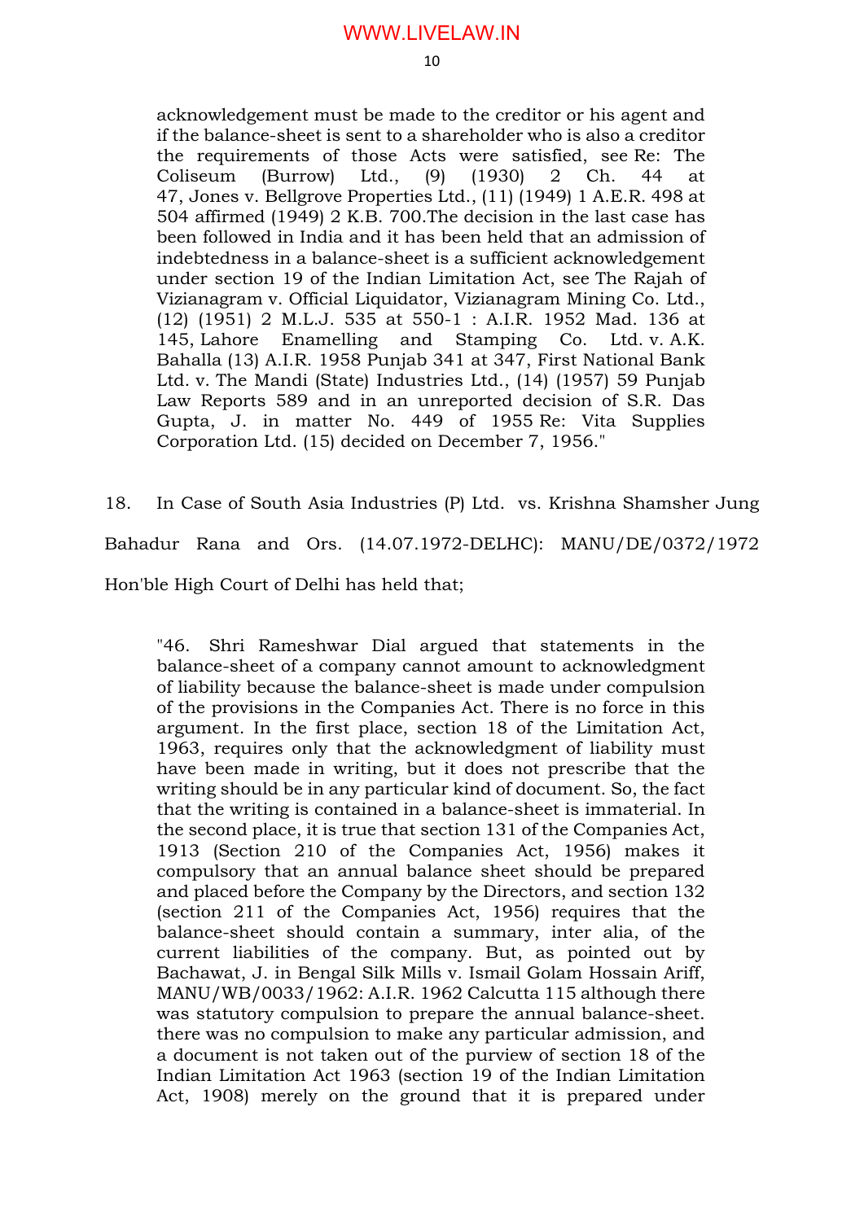> acknowledgement must be made to the creditor or his agent and if the balance-sheet is sent to a shareholder who is also a creditor the requirements of those Acts were satisfied, see Re: The Coliseum (Burrow) Ltd., (9) (1930) 2 Ch. 44 at 47, Jones v. Bellgrove Properties Ltd., (11) (1949) 1 A.E.R. 498 at 504 affirmed (1949) 2 K.B. 700.The decision in the last case has been followed in India and it has been held that an admission of indebtedness in a balance-sheet is a sufficient acknowledgement under section 19 of the Indian Limitation Act, see The Rajah of Vizianagram v. Official Liquidator, Vizianagram Mining Co. Ltd., (12) (1951) 2 M.L.J. 535 at 550-1 : A.I.R. 1952 Mad. 136 at 145, Lahore Enamelling and Stamping Co. Ltd. v. A.K. Bahalla (13) A.I.R. 1958 Punjab 341 at 347, First National Bank Ltd. v. The Mandi (State) Industries Ltd., (14) (1957) 59 Punjab Law Reports 589 and in an unreported decision of S.R. Das Gupta, J. in matter No. 449 of 1955 Re: Vita Supplies Corporation Ltd. (15) decided on December 7, 1956."

18. In Case of South Asia Industries (P) Ltd. vs. Krishna Shamsher Jung Bahadur Rana and Ors. (14.07.1972-DELHC): MANU/DE/0372/1972 Hon'ble High Court of Delhi has held that;

> "46. Shri Rameshwar Dial argued that statements in the balance-sheet of a company cannot amount to acknowledgment of liability because the balance-sheet is made under compulsion of the provisions in the Companies Act. There is no force in this argument. In the first place, section 18 of the Limitation Act, 1963, requires only that the acknowledgment of liability must have been made in writing, but it does not prescribe that the writing should be in any particular kind of document. So, the fact that the writing is contained in a balance-sheet is immaterial. In the second place, it is true that section 131 of the Companies Act, 1913 (Section 210 of the Companies Act, 1956) makes it compulsory that an annual balance sheet should be prepared and placed before the Company by the Directors, and section 132 (section 211 of the Companies Act, 1956) requires that the balance-sheet should contain a summary, inter alia, of the current liabilities of the company. But, as pointed out by Bachawat, J. in Bengal Silk Mills v. Ismail Golam Hossain Ariff, MANU/WB/0033/1962: A.I.R. 1962 Calcutta 115 although there was statutory compulsion to prepare the annual balance-sheet. there was no compulsion to make any particular admission, and a document is not taken out of the purview of section 18 of the Indian Limitation Act 1963 (section 19 of the Indian Limitation Act, 1908) merely on the ground that it is prepared under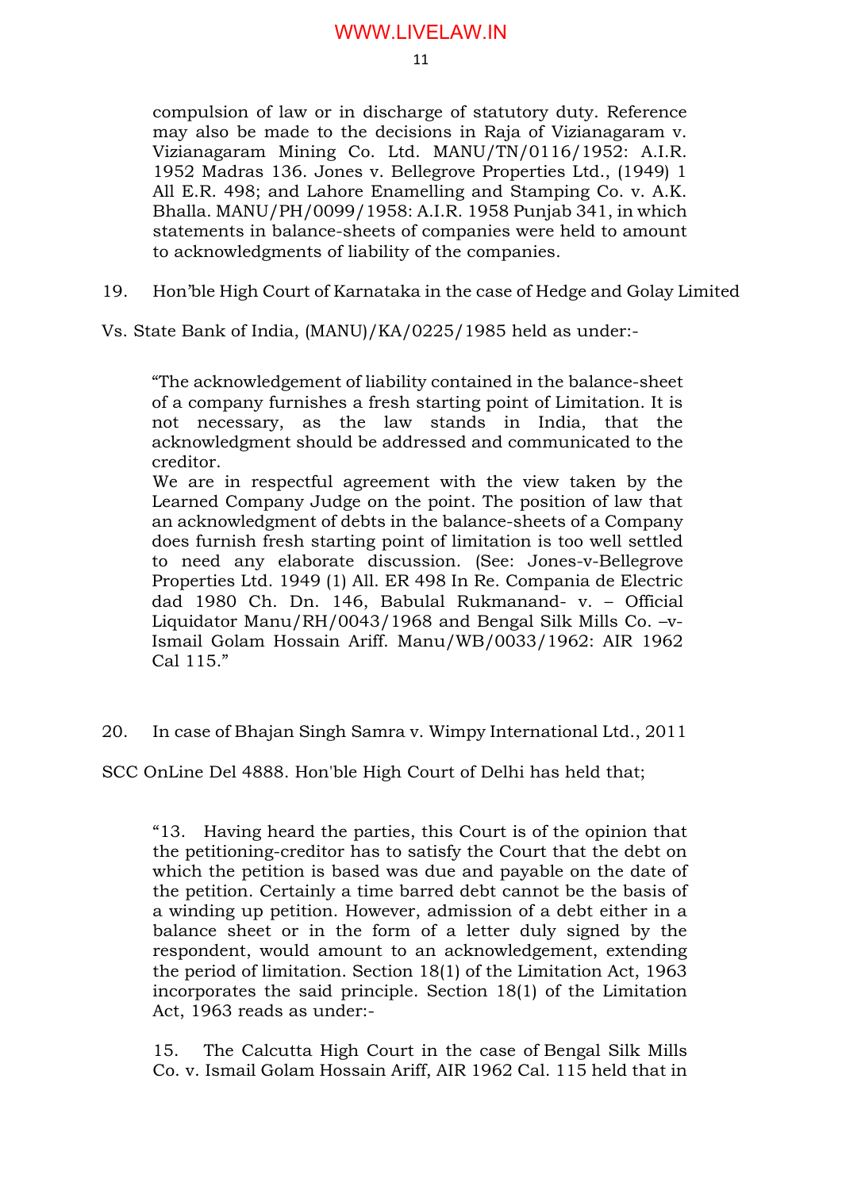> compulsion of law or in discharge of statutory duty. Reference may also be made to the decisions in Raja of Vizianagaram v. Vizianagaram Mining Co. Ltd. MANU/TN/0116/1952: A.I.R. 1952 Madras 136. Jones v. Bellegrove Properties Ltd., (1949) 1 All E.R. 498; and Lahore Enamelling and Stamping Co. v. A.K. Bhalla. MANU/PH/0099/1958: A.I.R. 1958 Punjab 341, in which statements in balance-sheets of companies were held to amount to acknowledgments of liability of the companies.

19. Hon'ble High Court of Karnataka in the case of Hedge and Golay Limited Vs. State Bank of India, (MANU)/KA/0225/1985 held as under:-

> "The acknowledgement of liability contained in the balance-sheet of a company furnishes a fresh starting point of Limitation. It is not necessary, as the law stands in India, that the acknowledgment should be addressed and communicated to the creditor.
>
> We are in respectful agreement with the view taken by the Learned Company Judge on the point. The position of law that an acknowledgment of debts in the balance-sheets of a Company does furnish fresh starting point of limitation is too well settled to need any elaborate discussion. (See: Jones-v-Bellegrove Properties Ltd. 1949 (1) All. ER 498 In Re. Compania de Electric dad 1980 Ch. Dn. 146, Babulal Rukmanand- v. – Official Liquidator Manu/RH/0043/1968 and Bengal Silk Mills Co. –v- Ismail Golam Hossain Ariff. Manu/WB/0033/1962: AIR 1962 Cal 115."

20. In case of Bhajan Singh Samra v. Wimpy International Ltd., 2011 SCC OnLine Del 4888. Hon'ble High Court of Delhi has held that;

> "13. Having heard the parties, this Court is of the opinion that the petitioning-creditor has to satisfy the Court that the debt on which the petition is based was due and payable on the date of the petition. Certainly a time barred debt cannot be the basis of a winding up petition. However, admission of a debt either in a balance sheet or in the form of a letter duly signed by the respondent, would amount to an acknowledgement, extending the period of limitation. Section 18(1) of the Limitation Act, 1963 incorporates the said principle. Section 18(1) of the Limitation Act, 1963 reads as under:-
>
> 15. The Calcutta High Court in the case of Bengal Silk Mills Co. v. Ismail Golam Hossain Ariff, AIR 1962 Cal. 115 held that in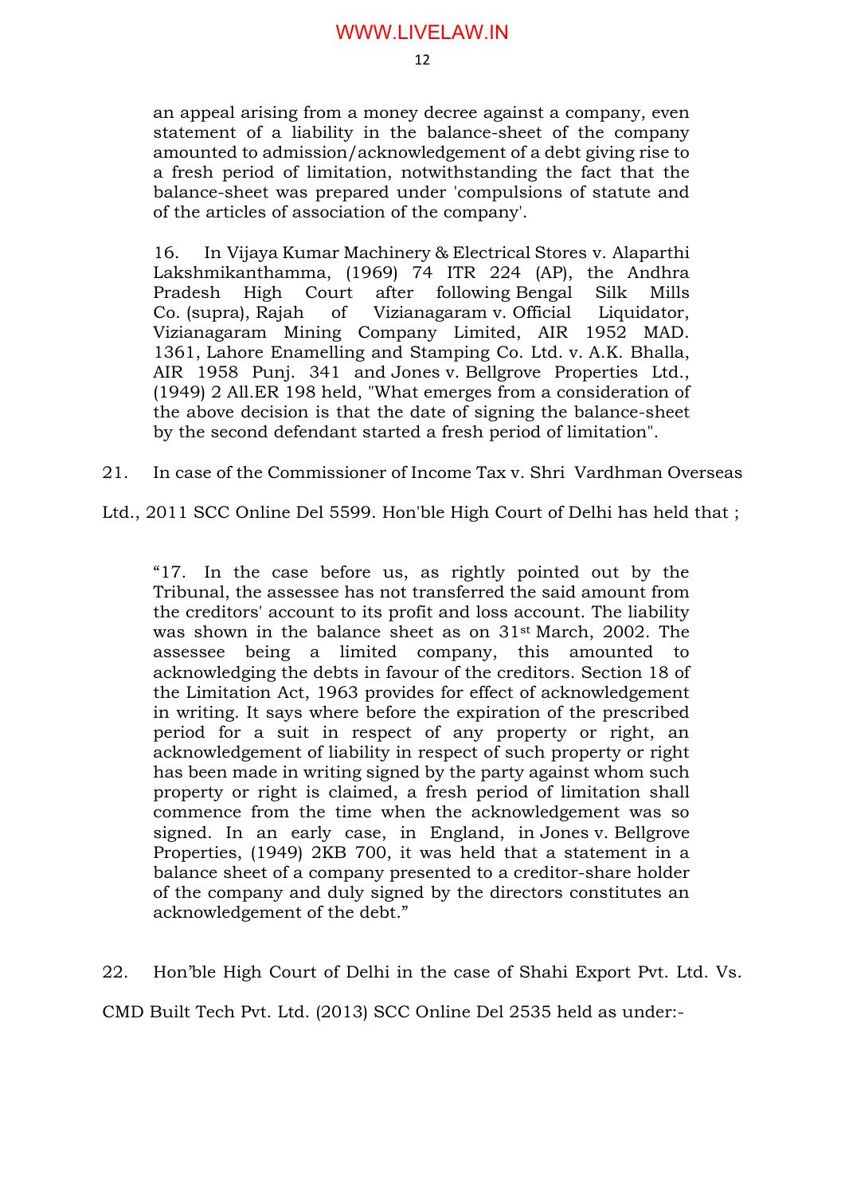> an appeal arising from a money decree against a company, even statement of a liability in the balance-sheet of the company amounted to admission/acknowledgement of a debt giving rise to a fresh period of limitation, notwithstanding the fact that the balance-sheet was prepared under 'compulsions of statute and of the articles of association of the company'.
>
> 16. In Vijaya Kumar Machinery & Electrical Stores v. Alaparthi Lakshmikanthamma, (1969) 74 ITR 224 (AP), the Andhra Pradesh High Court after following Bengal Silk Mills Co. (supra), Rajah of Vizianagaram v. Official Liquidator, Vizianagaram Mining Company Limited, AIR 1952 MAD. 1361, Lahore Enamelling and Stamping Co. Ltd. v. A.K. Bhalla, AIR 1958 Punj. 341 and Jones v. Bellgrove Properties Ltd., (1949) 2 All.ER 198 held, "What emerges from a consideration of the above decision is that the date of signing the balance-sheet by the second defendant started a fresh period of limitation".

21. In case of the Commissioner of Income Tax v. Shri Vardhman Overseas Ltd., 2011 SCC Online Del 5599. Hon'ble High Court of Delhi has held that ;

> "17. In the case before us, as rightly pointed out by the Tribunal, the assessee has not transferred the said amount from the creditors' account to its profit and loss account. The liability was shown in the balance sheet as on 31st March, 2002. The assessee being a limited company, this amounted to acknowledging the debts in favour of the creditors. Section 18 of the Limitation Act, 1963 provides for effect of acknowledgement in writing. It says where before the expiration of the prescribed period for a suit in respect of any property or right, an acknowledgement of liability in respect of such property or right has been made in writing signed by the party against whom such property or right is claimed, a fresh period of limitation shall commence from the time when the acknowledgement was so signed. In an early case, in England, in Jones v. Bellgrove Properties, (1949) 2KB 700, it was held that a statement in a balance sheet of a company presented to a creditor-share holder of the company and duly signed by the directors constitutes an acknowledgement of the debt."

22. Hon'ble High Court of Delhi in the case of Shahi Export Pvt. Ltd. Vs. CMD Built Tech Pvt. Ltd. (2013) SCC Online Del 2535 held as under:-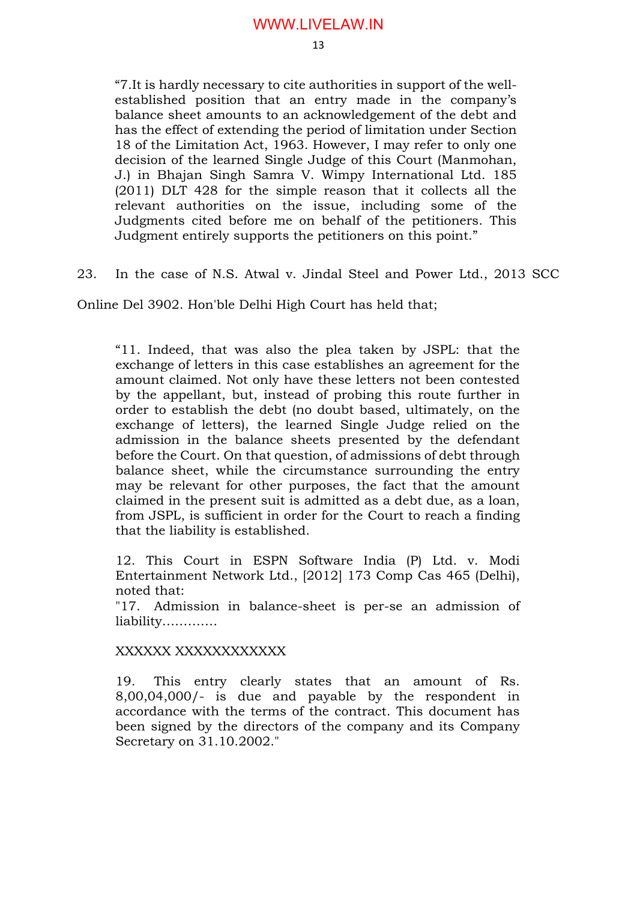> "7.It is hardly necessary to cite authorities in support of the well-established position that an entry made in the company's balance sheet amounts to an acknowledgement of the debt and has the effect of extending the period of limitation under Section 18 of the Limitation Act, 1963. However, I may refer to only one decision of the learned Single Judge of this Court (Manmohan, J.) in Bhajan Singh Samra V. Wimpy International Ltd. 185 (2011) DLT 428 for the simple reason that it collects all the relevant authorities on the issue, including some of the Judgments cited before me on behalf of the petitioners. This Judgment entirely supports the petitioners on this point."

23. In the case of N.S. Atwal v. Jindal Steel and Power Ltd., 2013 SCC Online Del 3902. Hon'ble Delhi High Court has held that;

> "11. Indeed, that was also the plea taken by JSPL: that the exchange of letters in this case establishes an agreement for the amount claimed. Not only have these letters not been contested by the appellant, but, instead of probing this route further in order to establish the debt (no doubt based, ultimately, on the exchange of letters), the learned Single Judge relied on the admission in the balance sheets presented by the defendant before the Court. On that question, of admissions of debt through balance sheet, while the circumstance surrounding the entry may be relevant for other purposes, the fact that the amount claimed in the present suit is admitted as a debt due, as a loan, from JSPL, is sufficient in order for the Court to reach a finding that the liability is established.
>
> 12. This Court in ESPN Software India (P) Ltd. v. Modi Entertainment Network Ltd., [2012] 173 Comp Cas 465 (Delhi), noted that:
> "17. Admission in balance-sheet is per-se an admission of liability………….
>
> XXXXXX XXXXXXXXXXXX
>
> 19. This entry clearly states that an amount of Rs. 8,00,04,000/- is due and payable by the respondent in accordance with the terms of the contract. This document has been signed by the directors of the company and its Company Secretary on 31.10.2002."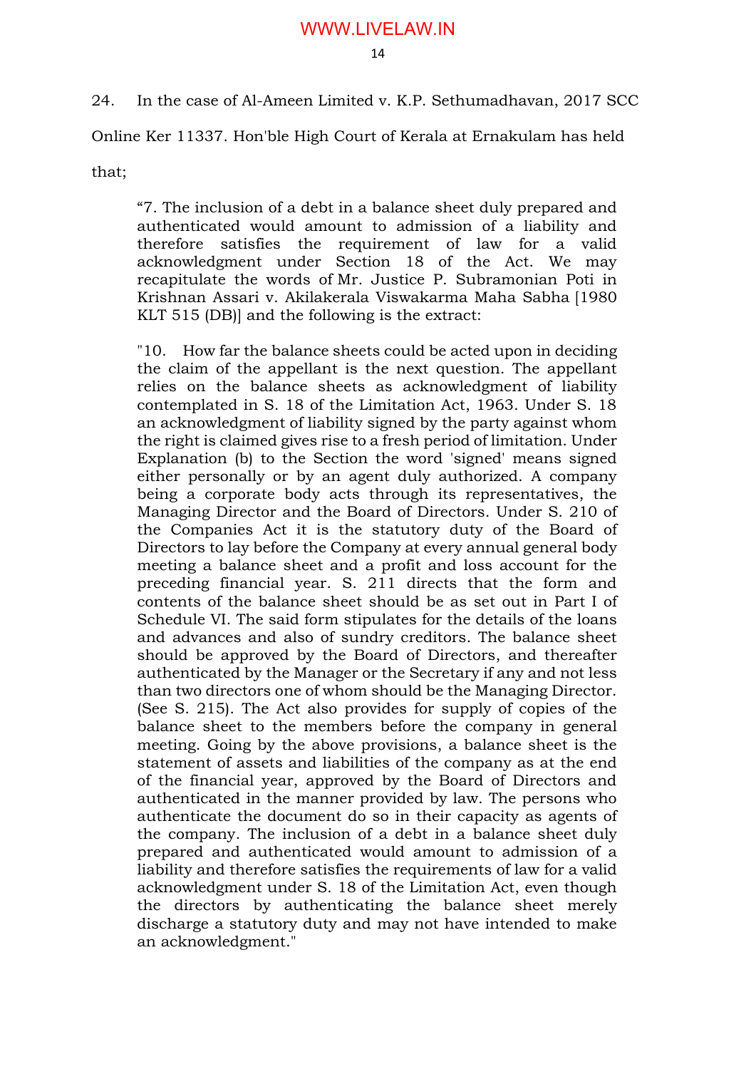24. In the case of Al-Ameen Limited v. K.P. Sethumadhavan, 2017 SCC Online Ker 11337. Hon'ble High Court of Kerala at Ernakulam has held that;

> "7. The inclusion of a debt in a balance sheet duly prepared and authenticated would amount to admission of a liability and therefore satisfies the requirement of law for a valid acknowledgment under Section 18 of the Act. We may recapitulate the words of Mr. Justice P. Subramonian Poti in Krishnan Assari v. Akilakerala Viswakarma Maha Sabha [1980 KLT 515 (DB)] and the following is the extract:
>
> "10. How far the balance sheets could be acted upon in deciding the claim of the appellant is the next question. The appellant relies on the balance sheets as acknowledgment of liability contemplated in S. 18 of the Limitation Act, 1963. Under S. 18 an acknowledgment of liability signed by the party against whom the right is claimed gives rise to a fresh period of limitation. Under Explanation (b) to the Section the word 'signed' means signed either personally or by an agent duly authorized. A company being a corporate body acts through its representatives, the Managing Director and the Board of Directors. Under S. 210 of the Companies Act it is the statutory duty of the Board of Directors to lay before the Company at every annual general body meeting a balance sheet and a profit and loss account for the preceding financial year. S. 211 directs that the form and contents of the balance sheet should be as set out in Part I of Schedule VI. The said form stipulates for the details of the loans and advances and also of sundry creditors. The balance sheet should be approved by the Board of Directors, and thereafter authenticated by the Manager or the Secretary if any and not less than two directors one of whom should be the Managing Director. (See S. 215). The Act also provides for supply of copies of the balance sheet to the members before the company in general meeting. Going by the above provisions, a balance sheet is the statement of assets and liabilities of the company as at the end of the financial year, approved by the Board of Directors and authenticated in the manner provided by law. The persons who authenticate the document do so in their capacity as agents of the company. The inclusion of a debt in a balance sheet duly prepared and authenticated would amount to admission of a liability and therefore satisfies the requirements of law for a valid acknowledgment under S. 18 of the Limitation Act, even though the directors by authenticating the balance sheet merely discharge a statutory duty and may not have intended to make an acknowledgment."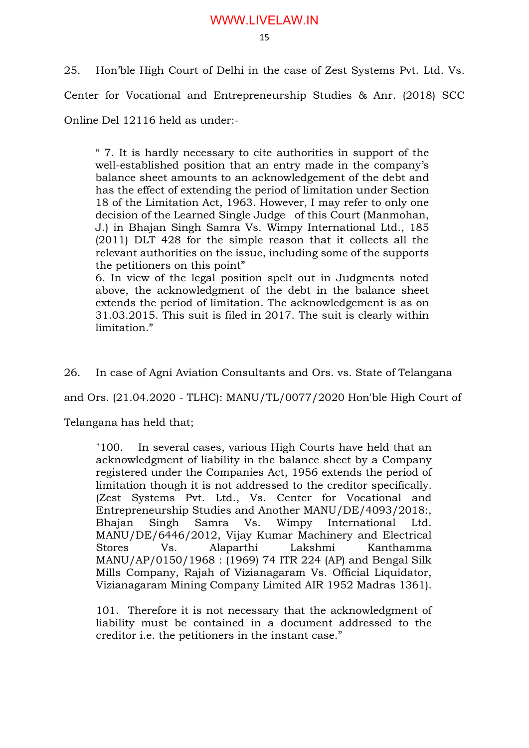25. Hon'ble High Court of Delhi in the case of Zest Systems Pvt. Ltd. Vs. Center for Vocational and Entrepreneurship Studies & Anr. (2018) SCC Online Del 12116 held as under:-

> " 7. It is hardly necessary to cite authorities in support of the well-established position that an entry made in the company's balance sheet amounts to an acknowledgement of the debt and has the effect of extending the period of limitation under Section 18 of the Limitation Act, 1963. However, I may refer to only one decision of the Learned Single Judge of this Court (Manmohan, J.) in Bhajan Singh Samra Vs. Wimpy International Ltd., 185 (2011) DLT 428 for the simple reason that it collects all the relevant authorities on the issue, including some of the supports the petitioners on this point"
>
> 6. In view of the legal position spelt out in Judgments noted above, the acknowledgment of the debt in the balance sheet extends the period of limitation. The acknowledgement is as on 31.03.2015. This suit is filed in 2017. The suit is clearly within limitation."

26. In case of Agni Aviation Consultants and Ors. vs. State of Telangana and Ors. (21.04.2020 - TLHC): MANU/TL/0077/2020 Hon'ble High Court of Telangana has held that;

> "100. In several cases, various High Courts have held that an acknowledgment of liability in the balance sheet by a Company registered under the Companies Act, 1956 extends the period of limitation though it is not addressed to the creditor specifically. (Zest Systems Pvt. Ltd., Vs. Center for Vocational and Entrepreneurship Studies and Another MANU/DE/4093/2018:, Bhajan Singh Samra Vs. Wimpy International Ltd. MANU/DE/6446/2012, Vijay Kumar Machinery and Electrical Stores Vs. Alaparthi Lakshmi Kanthamma MANU/AP/0150/1968 : (1969) 74 ITR 224 (AP) and Bengal Silk Mills Company, Rajah of Vizianagaram Vs. Official Liquidator, Vizianagaram Mining Company Limited AIR 1952 Madras 1361).
>
> 101. Therefore it is not necessary that the acknowledgment of liability must be contained in a document addressed to the creditor i.e. the petitioners in the instant case."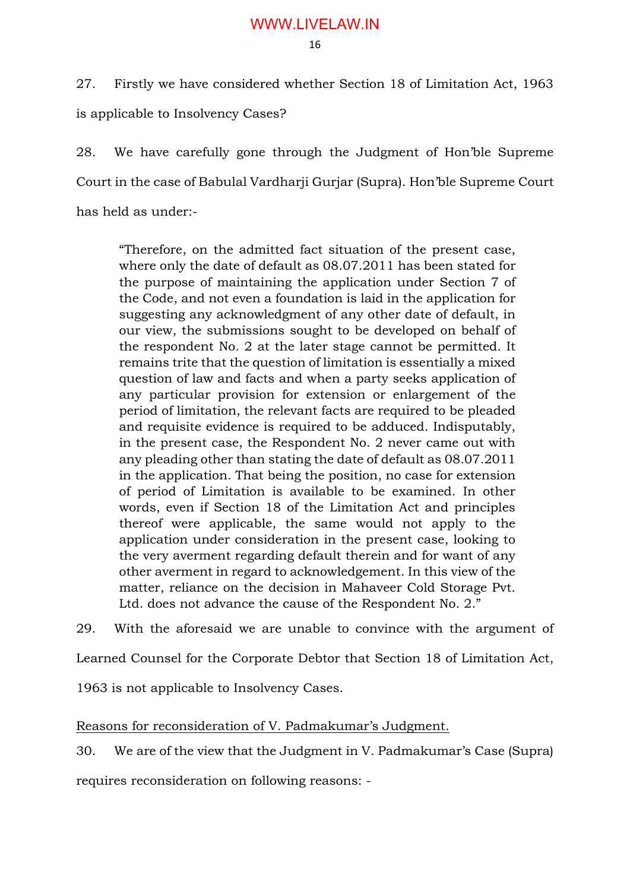27. Firstly we have considered whether Section 18 of Limitation Act, 1963 is applicable to Insolvency Cases?

28. We have carefully gone through the Judgment of Hon'ble Supreme Court in the case of Babulal Vardharji Gurjar (Supra). Hon'ble Supreme Court has held as under:-

> "Therefore, on the admitted fact situation of the present case, where only the date of default as 08.07.2011 has been stated for the purpose of maintaining the application under Section 7 of the Code, and not even a foundation is laid in the application for suggesting any acknowledgment of any other date of default, in our view, the submissions sought to be developed on behalf of the respondent No. 2 at the later stage cannot be permitted. It remains trite that the question of limitation is essentially a mixed question of law and facts and when a party seeks application of any particular provision for extension or enlargement of the period of limitation, the relevant facts are required to be pleaded and requisite evidence is required to be adduced. Indisputably, in the present case, the Respondent No. 2 never came out with any pleading other than stating the date of default as 08.07.2011 in the application. That being the position, no case for extension of period of Limitation is available to be examined. In other words, even if Section 18 of the Limitation Act and principles thereof were applicable, the same would not apply to the application under consideration in the present case, looking to the very averment regarding default therein and for want of any other averment in regard to acknowledgement. In this view of the matter, reliance on the decision in Mahaveer Cold Storage Pvt. Ltd. does not advance the cause of the Respondent No. 2."

29. With the aforesaid we are unable to convince with the argument of Learned Counsel for the Corporate Debtor that Section 18 of Limitation Act, 1963 is not applicable to Insolvency Cases.

<u>Reasons for reconsideration of V. Padmakumar's Judgment.</u>

30. We are of the view that the Judgment in V. Padmakumar's Case (Supra) requires reconsideration on following reasons: -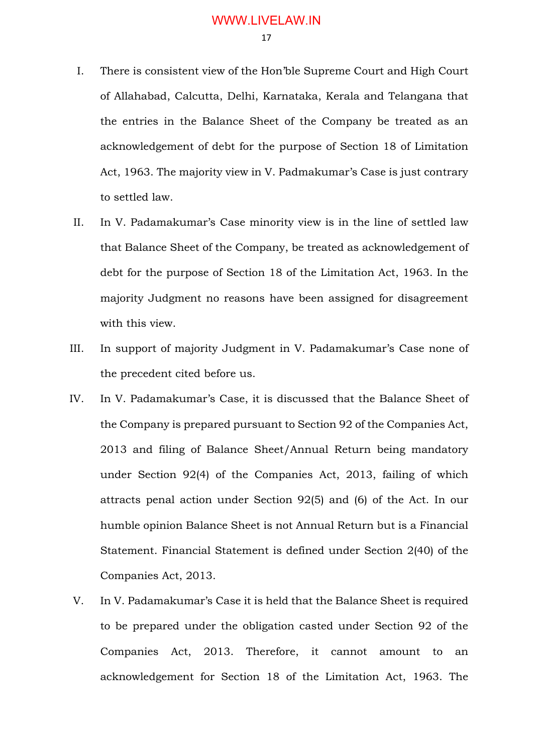I. There is consistent view of the Hon'ble Supreme Court and High Court of Allahabad, Calcutta, Delhi, Karnataka, Kerala and Telangana that the entries in the Balance Sheet of the Company be treated as an acknowledgement of debt for the purpose of Section 18 of Limitation Act, 1963. The majority view in V. Padmakumar's Case is just contrary to settled law.

II. In V. Padamakumar's Case minority view is in the line of settled law that Balance Sheet of the Company, be treated as acknowledgement of debt for the purpose of Section 18 of the Limitation Act, 1963. In the majority Judgment no reasons have been assigned for disagreement with this view.

III. In support of majority Judgment in V. Padamakumar's Case none of the precedent cited before us.

IV. In V. Padamakumar's Case, it is discussed that the Balance Sheet of the Company is prepared pursuant to Section 92 of the Companies Act, 2013 and filing of Balance Sheet/Annual Return being mandatory under Section 92(4) of the Companies Act, 2013, failing of which attracts penal action under Section 92(5) and (6) of the Act. In our humble opinion Balance Sheet is not Annual Return but is a Financial Statement. Financial Statement is defined under Section 2(40) of the Companies Act, 2013.

V. In V. Padamakumar's Case it is held that the Balance Sheet is required to be prepared under the obligation casted under Section 92 of the Companies Act, 2013. Therefore, it cannot amount to an acknowledgement for Section 18 of the Limitation Act, 1963. The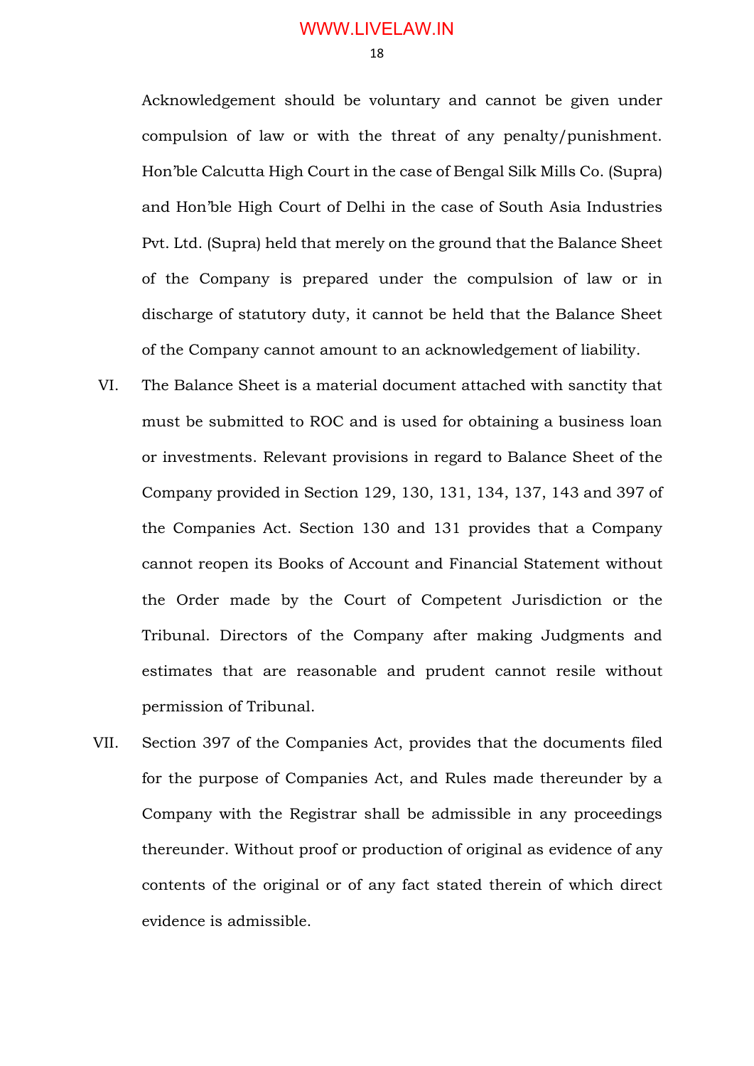Acknowledgement should be voluntary and cannot be given under compulsion of law or with the threat of any penalty/punishment. Hon'ble Calcutta High Court in the case of Bengal Silk Mills Co. (Supra) and Hon'ble High Court of Delhi in the case of South Asia Industries Pvt. Ltd. (Supra) held that merely on the ground that the Balance Sheet of the Company is prepared under the compulsion of law or in discharge of statutory duty, it cannot be held that the Balance Sheet of the Company cannot amount to an acknowledgement of liability.

VI. The Balance Sheet is a material document attached with sanctity that must be submitted to ROC and is used for obtaining a business loan or investments. Relevant provisions in regard to Balance Sheet of the Company provided in Section 129, 130, 131, 134, 137, 143 and 397 of the Companies Act. Section 130 and 131 provides that a Company cannot reopen its Books of Account and Financial Statement without the Order made by the Court of Competent Jurisdiction or the Tribunal. Directors of the Company after making Judgments and estimates that are reasonable and prudent cannot resile without permission of Tribunal.

VII. Section 397 of the Companies Act, provides that the documents filed for the purpose of Companies Act, and Rules made thereunder by a Company with the Registrar shall be admissible in any proceedings thereunder. Without proof or production of original as evidence of any contents of the original or of any fact stated therein of which direct evidence is admissible.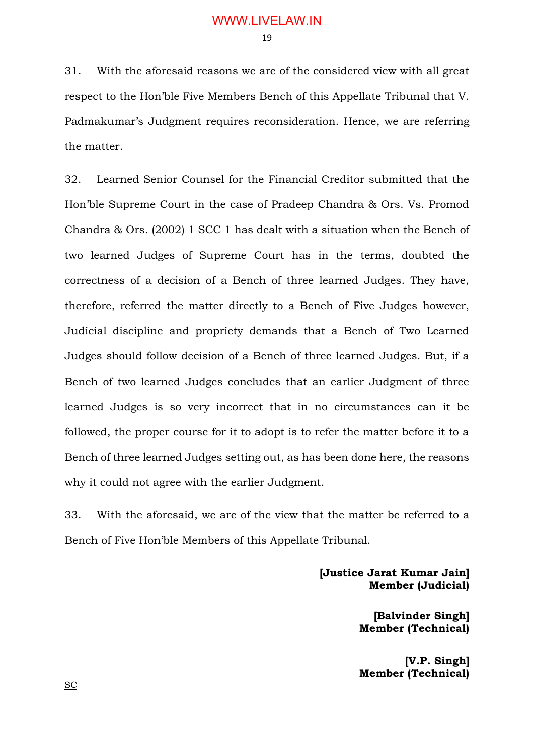31. With the aforesaid reasons we are of the considered view with all great respect to the Hon'ble Five Members Bench of this Appellate Tribunal that V. Padmakumar's Judgment requires reconsideration. Hence, we are referring the matter.

32. Learned Senior Counsel for the Financial Creditor submitted that the Hon'ble Supreme Court in the case of Pradeep Chandra & Ors. Vs. Promod Chandra & Ors. (2002) 1 SCC 1 has dealt with a situation when the Bench of two learned Judges of Supreme Court has in the terms, doubted the correctness of a decision of a Bench of three learned Judges. They have, therefore, referred the matter directly to a Bench of Five Judges however, Judicial discipline and propriety demands that a Bench of Two Learned Judges should follow decision of a Bench of three learned Judges. But, if a Bench of two learned Judges concludes that an earlier Judgment of three learned Judges is so very incorrect that in no circumstances can it be followed, the proper course for it to adopt is to refer the matter before it to a Bench of three learned Judges setting out, as has been done here, the reasons why it could not agree with the earlier Judgment.

33. With the aforesaid, we are of the view that the matter be referred to a Bench of Five Hon'ble Members of this Appellate Tribunal.

**[Justice Jarat Kumar Jain]**
**Member (Judicial)**

**[Balvinder Singh]**
**Member (Technical)**

**[V.P. Singh]**
**Member (Technical)**

SC